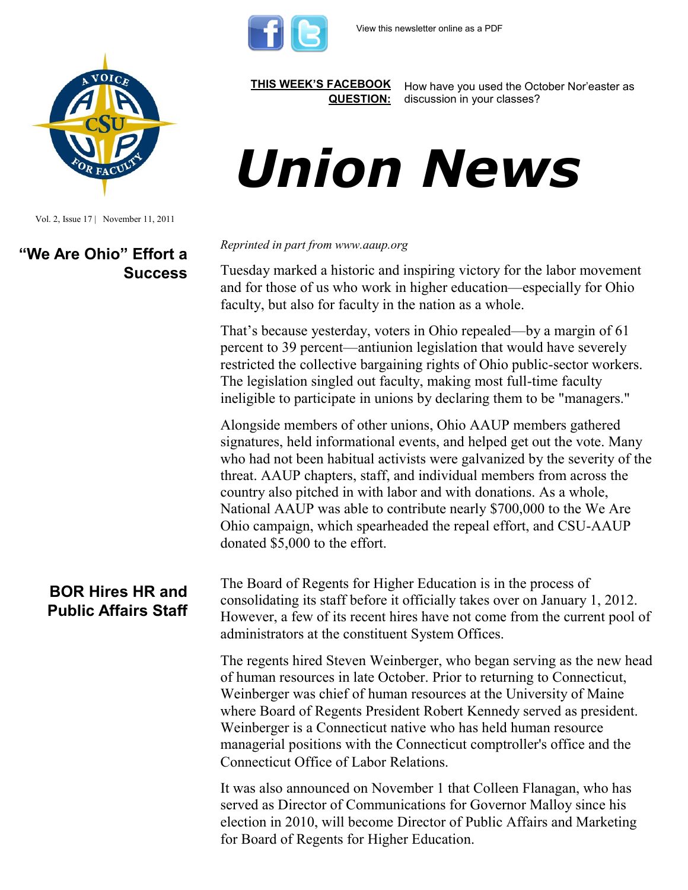View this newsletter online as a PDF

**THIS WEEK'S FACEBOOK QUESTION:** How have you used the October Nor'easter as discussion in your classes?

# Union News

Vol. 2, Issue 17 | November 11, 2011

## "We Are Ohio" Effort a Success

*Reprinted in part from www.aaup.org*

Tuesday marked a historic and inspiring victory for the labor movement and for those of us who work in higher education—especially for Ohio faculty, but also for faculty in the nation as a whole.

That's because yesterday, voters in Ohio repealed—by a margin of 61 percent to 39 percent—antiunion legislation that would have severely restricted the collective bargaining rights of Ohio public-sector workers. The legislation singled out faculty, making most full-time faculty ineligible to participate in unions by declaring them to be "managers."

Alongside members of other unions, Ohio AAUP members gathered signatures, held informational events, and helped get out the vote. Many who had not been habitual activists were galvanized by the severity of the threat. AAUP chapters, staff, and individual members from across the country also pitched in with labor and with donations. As a whole, National AAUP was able to contribute nearly $700,000 to the We Are Ohio campaign, which spearheaded the repeal effort, and CSU-AAUP donated $5,000 to the effort.

## BOR Hires HR and Public Affairs Staff

The Board of Regents for Higher Education is in the process of consolidating its staff before it officially takes over on January 1, 2012. However, a few of its recent hires have not come from the current pool of administrators at the constituent System Offices.

The regents hired Steven Weinberger, who began serving as the new head of human resources in late October. Prior to returning to Connecticut, Weinberger was chief of human resources at the University of Maine where Board of Regents President Robert Kennedy served as president. Weinberger is a Connecticut native who has held human resource managerial positions with the Connecticut comptroller's office and the Connecticut Office of Labor Relations.

It was also announced on November 1 that Colleen Flanagan, who has served as Director of Communications for Governor Malloy since his election in 2010, will become Director of Public Affairs and Marketing for Board of Regents for Higher Education.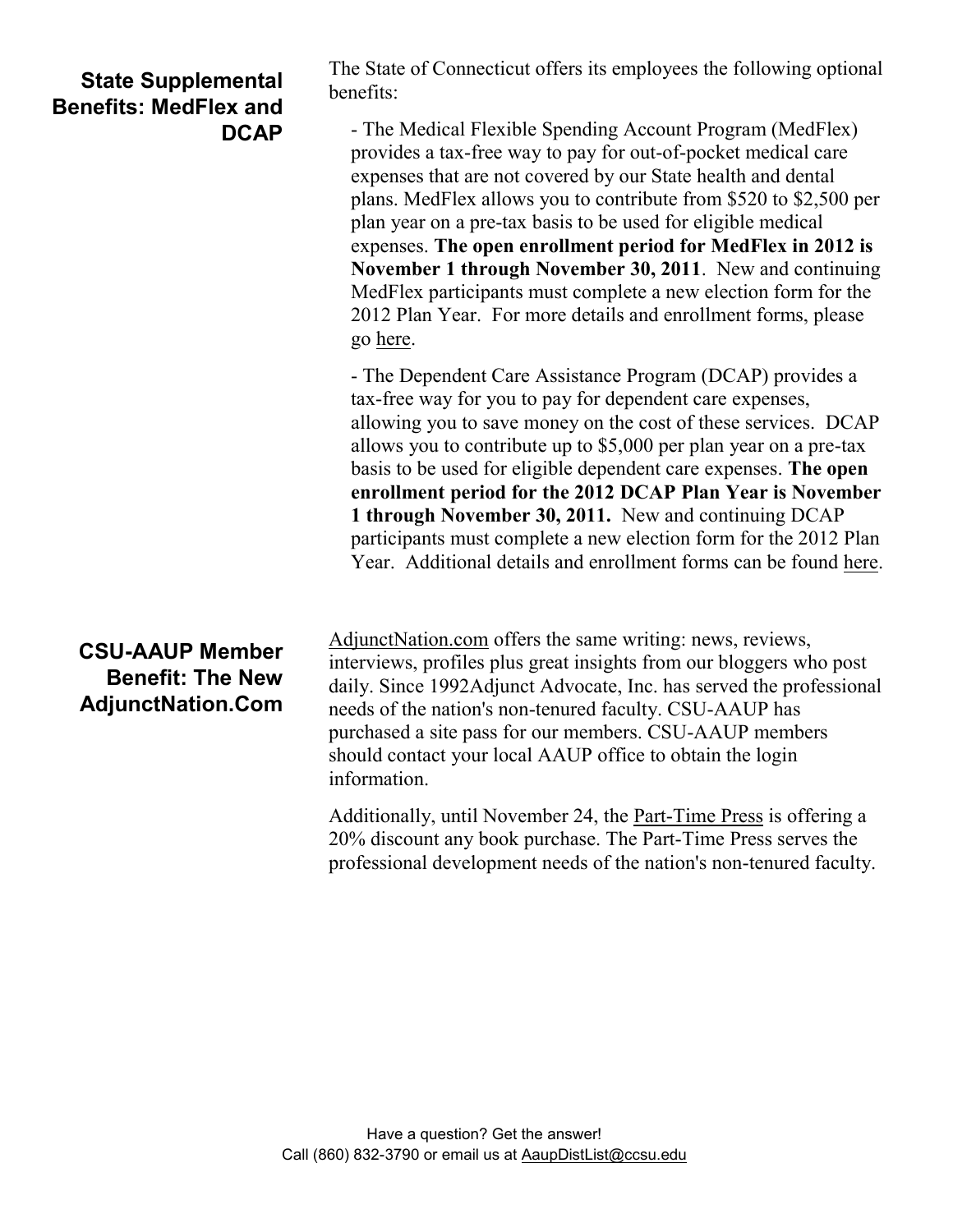## State Supplemental Benefits: MedFlex and DCAP

The State of Connecticut offers its employees the following optional benefits:

- The Medical Flexible Spending Account Program (MedFlex) provides a tax-free way to pay for out-of-pocket medical care expenses that are not covered by our State health and dental plans. MedFlex allows you to contribute from $520 to $2,500 per plan year on a pre-tax basis to be used for eligible medical expenses. **The open enrollment period for MedFlex in 2012 is November 1 through November 30, 2011**. New and continuing MedFlex participants must complete a new election form for the 2012 Plan Year. For more details and enrollment forms, please go here.

- The Dependent Care Assistance Program (DCAP) provides a tax-free way for you to pay for dependent care expenses, allowing you to save money on the cost of these services. DCAP allows you to contribute up to $5,000 per plan year on a pre-tax basis to be used for eligible dependent care expenses. **The open enrollment period for the 2012 DCAP Plan Year is November 1 through November 30, 2011.** New and continuing DCAP participants must complete a new election form for the 2012 Plan Year. Additional details and enrollment forms can be found here.

## CSU-AAUP Member Benefit: The New AdjunctNation.Com

AdjunctNation.com offers the same writing: news, reviews, interviews, profiles plus great insights from our bloggers who post daily. Since 1992Adjunct Advocate, Inc. has served the professional needs of the nation's non-tenured faculty. CSU-AAUP has purchased a site pass for our members. CSU-AAUP members should contact your local AAUP office to obtain the login information.

Additionally, until November 24, the Part-Time Press is offering a 20% discount any book purchase. The Part-Time Press serves the professional development needs of the nation's non-tenured faculty.

Have a question? Get the answer!
Call (860) 832-3790 or email us at AaupDistList@ccsu.edu